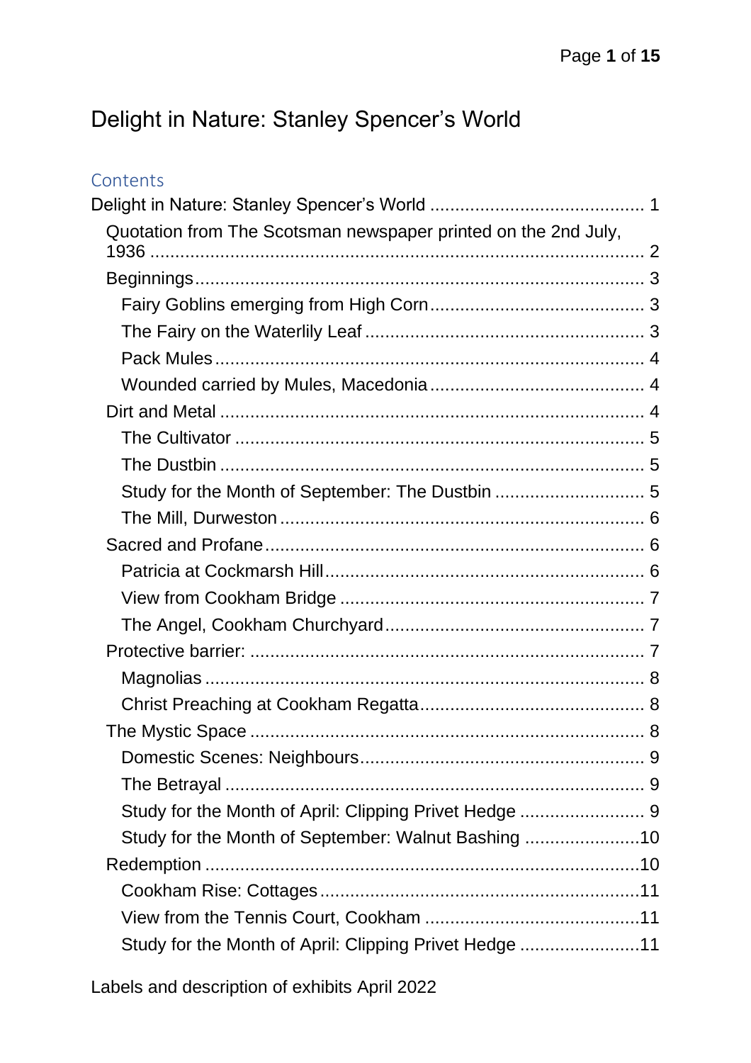# Delight in Nature: Stanley Spencer's World

## Contents

Delight in Nature: Stanley Spencer's World ........................................... 1

- Quotation from The Scotsman newspaper printed on the 2nd July, 1936 ........................................................................................... 2
- Beginnings........................................................................................ 3
  - Fairy Goblins emerging from High Corn........................................... 3
  - The Fairy on the Waterlily Leaf ........................................................ 3
  - Pack Mules ...................................................................................... 4
  - Wounded carried by Mules, Macedonia ........................................... 4
- Dirt and Metal ..................................................................................... 4
  - The Cultivator .................................................................................. 5
  - The Dustbin ..................................................................................... 5
  - Study for the Month of September: The Dustbin .............................. 5
  - The Mill, Durweston ......................................................................... 6
- Sacred and Profane............................................................................ 6
  - Patricia at Cockmarsh Hill................................................................ 6
  - View from Cookham Bridge ............................................................. 7
  - The Angel, Cookham Churchyard.................................................... 7
- Protective barrier: ............................................................................... 7
  - Magnolias ........................................................................................ 8
  - Christ Preaching at Cookham Regatta............................................. 8
- The Mystic Space ............................................................................... 8
  - Domestic Scenes: Neighbours......................................................... 9
  - The Betrayal .................................................................................... 9
  - Study for the Month of April: Clipping Privet Hedge ......................... 9
  - Study for the Month of September: Walnut Bashing .......................10
- Redemption .......................................................................................10
  - Cookham Rise: Cottages.................................................................11
  - View from the Tennis Court, Cookham ...........................................11
  - Study for the Month of April: Clipping Privet Hedge ........................11

Labels and description of exhibits April 2022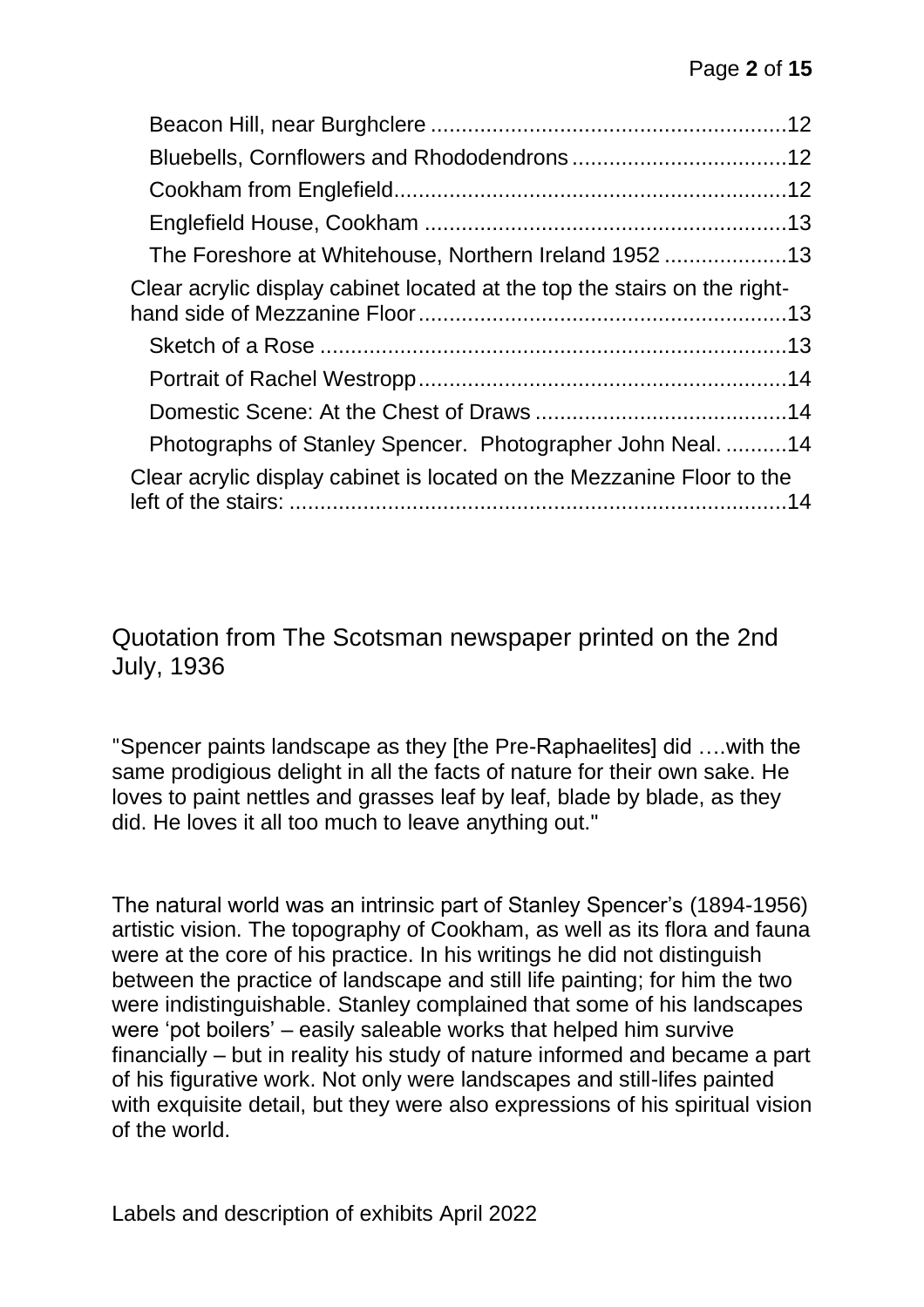Beacon Hill, near Burghclere .........................................................12

Bluebells, Cornflowers and Rhododendrons ..................................12

Cookham from Englefield................................................................12

Englefield House, Cookham ...........................................................13

The Foreshore at Whitehouse, Northern Ireland 1952 ....................13

Clear acrylic display cabinet located at the top the stairs on the right-hand side of Mezzanine Floor............................................................13

Sketch of a Rose ............................................................................13

Portrait of Rachel Westropp............................................................14

Domestic Scene: At the Chest of Draws .........................................14

Photographs of Stanley Spencer. Photographer John Neal. ..........14

Clear acrylic display cabinet is located on the Mezzanine Floor to the left of the stairs: .................................................................................14

## Quotation from The Scotsman newspaper printed on the 2nd July, 1936

"Spencer paints landscape as they [the Pre-Raphaelites] did ….with the same prodigious delight in all the facts of nature for their own sake. He loves to paint nettles and grasses leaf by leaf, blade by blade, as they did. He loves it all too much to leave anything out."

The natural world was an intrinsic part of Stanley Spencer's (1894-1956) artistic vision. The topography of Cookham, as well as its flora and fauna were at the core of his practice. In his writings he did not distinguish between the practice of landscape and still life painting; for him the two were indistinguishable. Stanley complained that some of his landscapes were 'pot boilers' – easily saleable works that helped him survive financially – but in reality his study of nature informed and became a part of his figurative work. Not only were landscapes and still-lifes painted with exquisite detail, but they were also expressions of his spiritual vision of the world.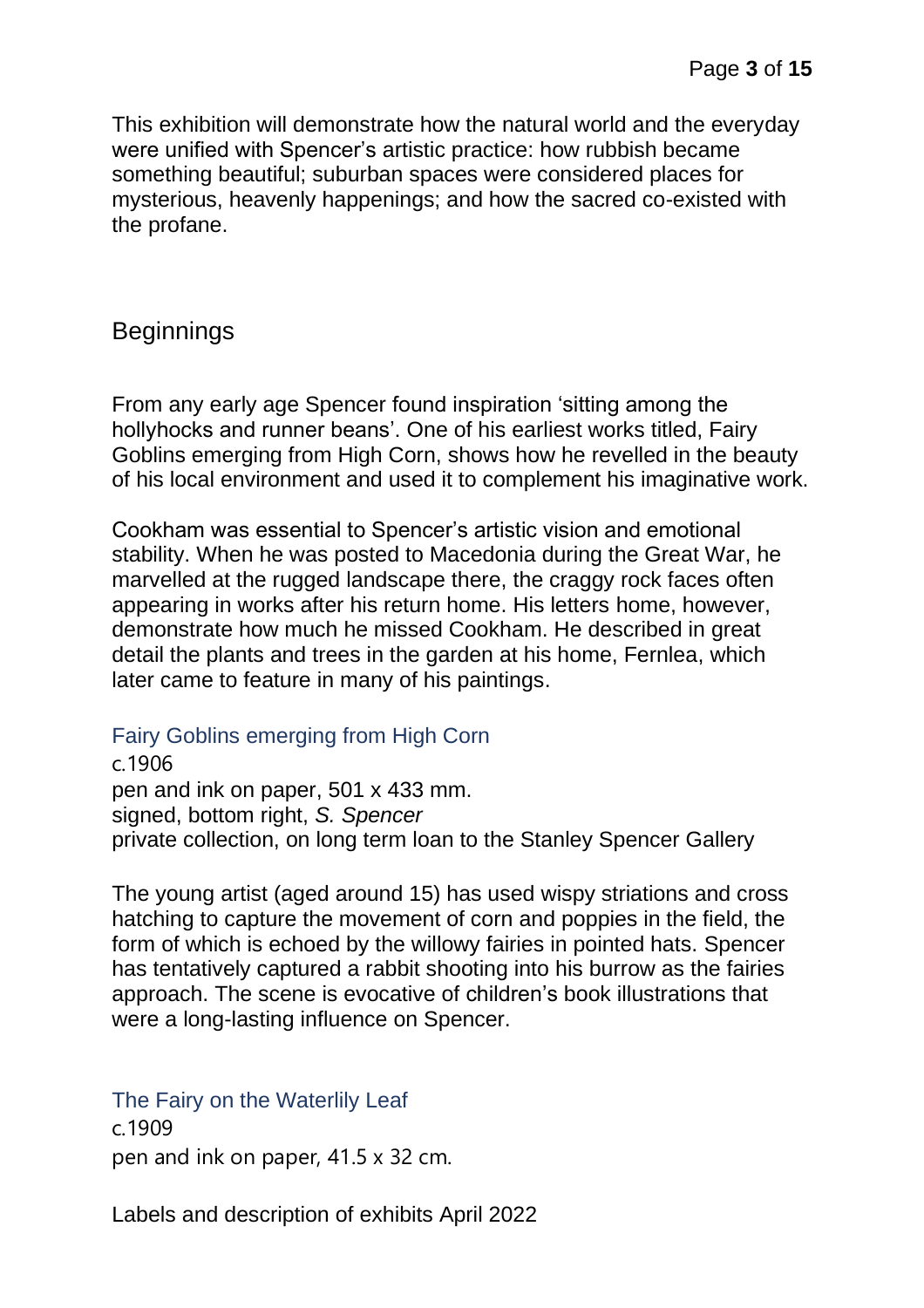This exhibition will demonstrate how the natural world and the everyday were unified with Spencer's artistic practice: how rubbish became something beautiful; suburban spaces were considered places for mysterious, heavenly happenings; and how the sacred co-existed with the profane.

## Beginnings

From any early age Spencer found inspiration 'sitting among the hollyhocks and runner beans'. One of his earliest works titled, Fairy Goblins emerging from High Corn, shows how he revelled in the beauty of his local environment and used it to complement his imaginative work.

Cookham was essential to Spencer's artistic vision and emotional stability. When he was posted to Macedonia during the Great War, he marvelled at the rugged landscape there, the craggy rock faces often appearing in works after his return home. His letters home, however, demonstrate how much he missed Cookham. He described in great detail the plants and trees in the garden at his home, Fernlea, which later came to feature in many of his paintings.

### Fairy Goblins emerging from High Corn

c.1906
pen and ink on paper, 501 x 433 mm.
signed, bottom right, *S. Spencer*
private collection, on long term loan to the Stanley Spencer Gallery

The young artist (aged around 15) has used wispy striations and cross hatching to capture the movement of corn and poppies in the field, the form of which is echoed by the willowy fairies in pointed hats. Spencer has tentatively captured a rabbit shooting into his burrow as the fairies approach. The scene is evocative of children's book illustrations that were a long-lasting influence on Spencer.

### The Fairy on the Waterlily Leaf

c.1909
pen and ink on paper, 41.5 x 32 cm.

Labels and description of exhibits April 2022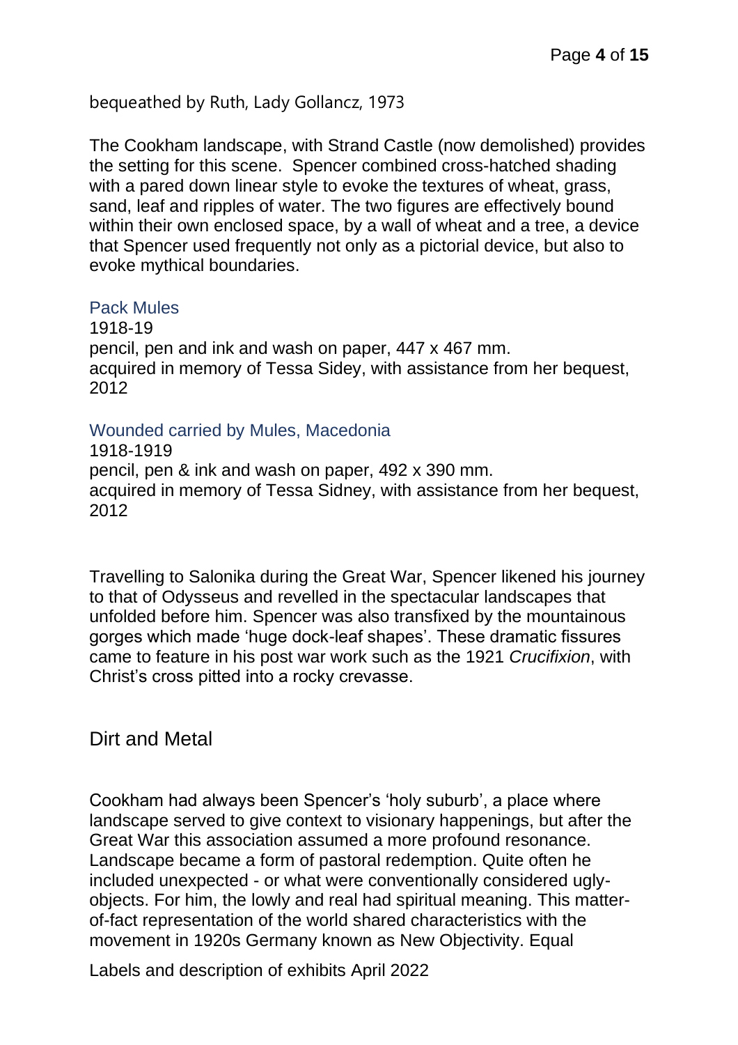bequeathed by Ruth, Lady Gollancz, 1973

The Cookham landscape, with Strand Castle (now demolished) provides the setting for this scene. Spencer combined cross-hatched shading with a pared down linear style to evoke the textures of wheat, grass, sand, leaf and ripples of water. The two figures are effectively bound within their own enclosed space, by a wall of wheat and a tree, a device that Spencer used frequently not only as a pictorial device, but also to evoke mythical boundaries.

### Pack Mules

1918-19
pencil, pen and ink and wash on paper, 447 x 467 mm.
acquired in memory of Tessa Sidey, with assistance from her bequest, 2012

### Wounded carried by Mules, Macedonia

1918-1919
pencil, pen & ink and wash on paper, 492 x 390 mm.
acquired in memory of Tessa Sidney, with assistance from her bequest, 2012

Travelling to Salonika during the Great War, Spencer likened his journey to that of Odysseus and revelled in the spectacular landscapes that unfolded before him. Spencer was also transfixed by the mountainous gorges which made 'huge dock-leaf shapes'. These dramatic fissures came to feature in his post war work such as the 1921 *Crucifixion*, with Christ's cross pitted into a rocky crevasse.

## Dirt and Metal

Cookham had always been Spencer's 'holy suburb', a place where landscape served to give context to visionary happenings, but after the Great War this association assumed a more profound resonance. Landscape became a form of pastoral redemption. Quite often he included unexpected - or what were conventionally considered ugly- objects. For him, the lowly and real had spiritual meaning. This matter-of-fact representation of the world shared characteristics with the movement in 1920s Germany known as New Objectivity. Equal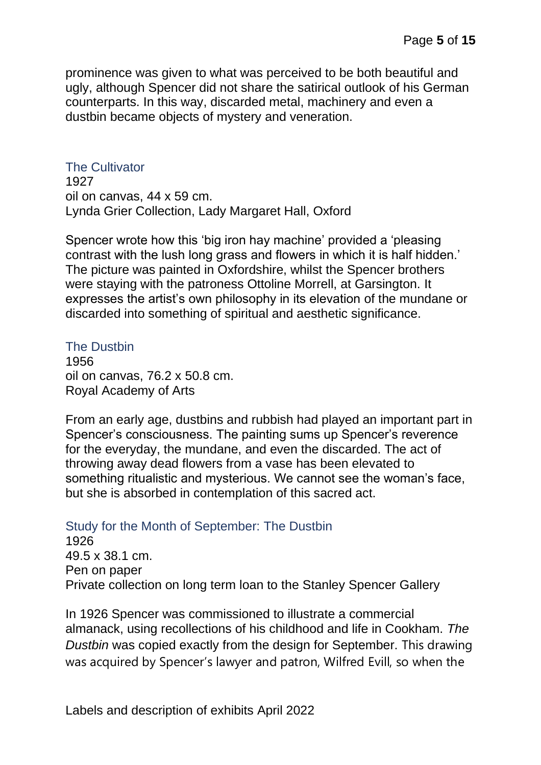prominence was given to what was perceived to be both beautiful and ugly, although Spencer did not share the satirical outlook of his German counterparts. In this way, discarded metal, machinery and even a dustbin became objects of mystery and veneration.

### The Cultivator

1927
oil on canvas, 44 x 59 cm.
Lynda Grier Collection, Lady Margaret Hall, Oxford

Spencer wrote how this 'big iron hay machine' provided a 'pleasing contrast with the lush long grass and flowers in which it is half hidden.' The picture was painted in Oxfordshire, whilst the Spencer brothers were staying with the patroness Ottoline Morrell, at Garsington. It expresses the artist's own philosophy in its elevation of the mundane or discarded into something of spiritual and aesthetic significance.

### The Dustbin

1956
oil on canvas, 76.2 x 50.8 cm.
Royal Academy of Arts

From an early age, dustbins and rubbish had played an important part in Spencer's consciousness. The painting sums up Spencer's reverence for the everyday, the mundane, and even the discarded. The act of throwing away dead flowers from a vase has been elevated to something ritualistic and mysterious. We cannot see the woman's face, but she is absorbed in contemplation of this sacred act.

### Study for the Month of September: The Dustbin

1926
49.5 x 38.1 cm.
Pen on paper
Private collection on long term loan to the Stanley Spencer Gallery

In 1926 Spencer was commissioned to illustrate a commercial almanack, using recollections of his childhood and life in Cookham. *The Dustbin* was copied exactly from the design for September. This drawing was acquired by Spencer's lawyer and patron, Wilfred Evill, so when the

Labels and description of exhibits April 2022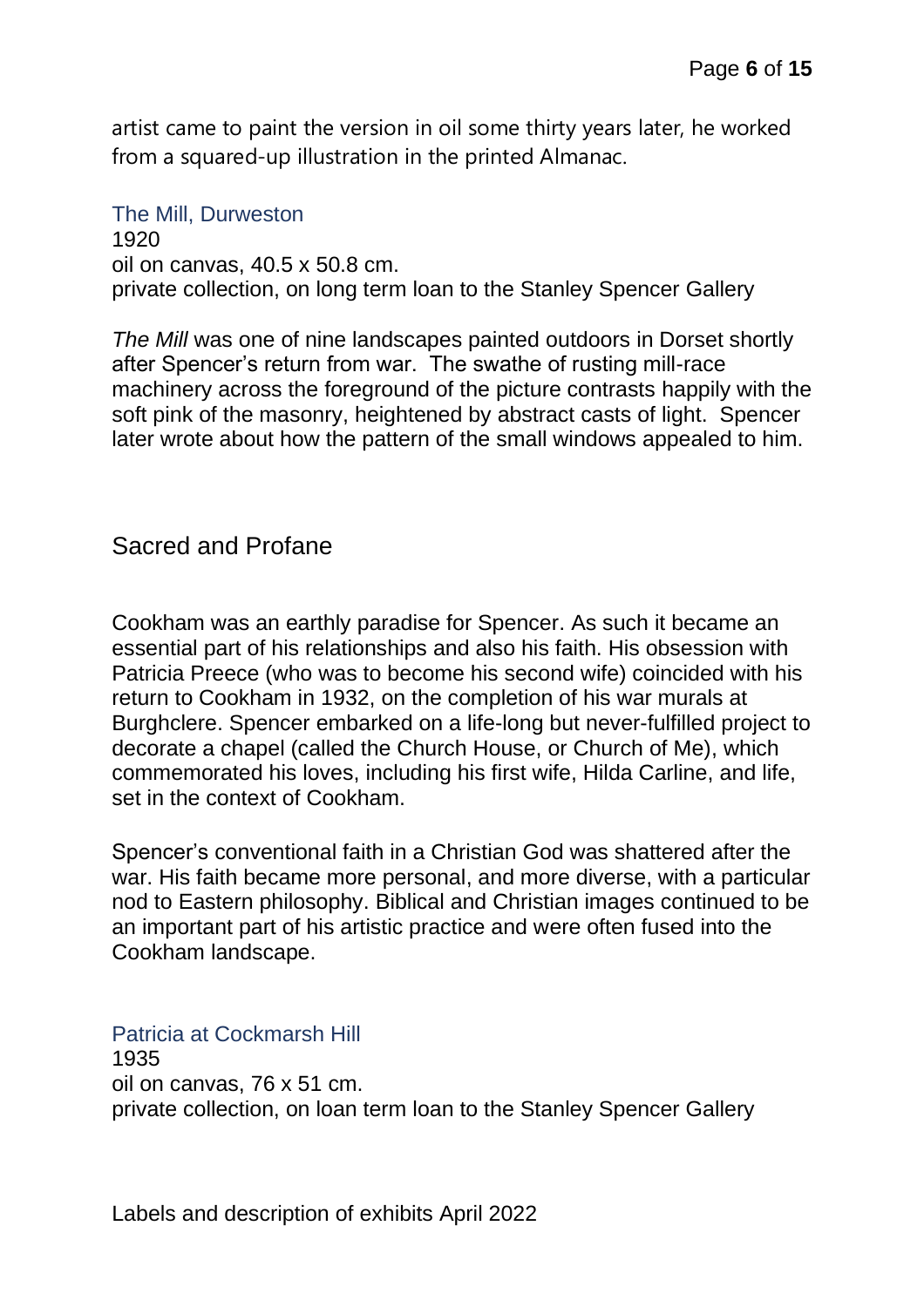artist came to paint the version in oil some thirty years later, he worked from a squared-up illustration in the printed Almanac.

### The Mill, Durweston

1920
oil on canvas, 40.5 x 50.8 cm.
private collection, on long term loan to the Stanley Spencer Gallery

*The Mill* was one of nine landscapes painted outdoors in Dorset shortly after Spencer's return from war. The swathe of rusting mill-race machinery across the foreground of the picture contrasts happily with the soft pink of the masonry, heightened by abstract casts of light. Spencer later wrote about how the pattern of the small windows appealed to him.

## Sacred and Profane

Cookham was an earthly paradise for Spencer. As such it became an essential part of his relationships and also his faith. His obsession with Patricia Preece (who was to become his second wife) coincided with his return to Cookham in 1932, on the completion of his war murals at Burghclere. Spencer embarked on a life-long but never-fulfilled project to decorate a chapel (called the Church House, or Church of Me), which commemorated his loves, including his first wife, Hilda Carline, and life, set in the context of Cookham.

Spencer's conventional faith in a Christian God was shattered after the war. His faith became more personal, and more diverse, with a particular nod to Eastern philosophy. Biblical and Christian images continued to be an important part of his artistic practice and were often fused into the Cookham landscape.

### Patricia at Cockmarsh Hill

1935
oil on canvas, 76 x 51 cm.
private collection, on loan term loan to the Stanley Spencer Gallery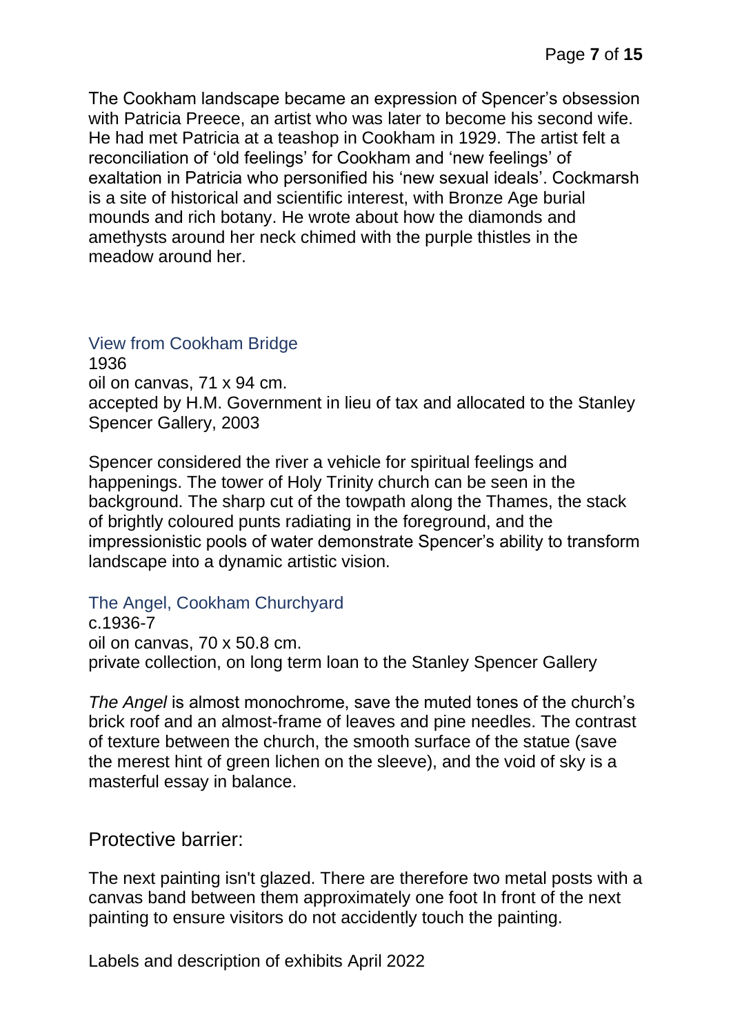The Cookham landscape became an expression of Spencer's obsession with Patricia Preece, an artist who was later to become his second wife. He had met Patricia at a teashop in Cookham in 1929. The artist felt a reconciliation of 'old feelings' for Cookham and 'new feelings' of exaltation in Patricia who personified his 'new sexual ideals'. Cockmarsh is a site of historical and scientific interest, with Bronze Age burial mounds and rich botany. He wrote about how the diamonds and amethysts around her neck chimed with the purple thistles in the meadow around her.

### View from Cookham Bridge

1936
oil on canvas, 71 x 94 cm.
accepted by H.M. Government in lieu of tax and allocated to the Stanley Spencer Gallery, 2003

Spencer considered the river a vehicle for spiritual feelings and happenings. The tower of Holy Trinity church can be seen in the background. The sharp cut of the towpath along the Thames, the stack of brightly coloured punts radiating in the foreground, and the impressionistic pools of water demonstrate Spencer's ability to transform landscape into a dynamic artistic vision.

### The Angel, Cookham Churchyard

c.1936-7
oil on canvas, 70 x 50.8 cm.
private collection, on long term loan to the Stanley Spencer Gallery

*The Angel* is almost monochrome, save the muted tones of the church's brick roof and an almost-frame of leaves and pine needles. The contrast of texture between the church, the smooth surface of the statue (save the merest hint of green lichen on the sleeve), and the void of sky is a masterful essay in balance.

## Protective barrier:

The next painting isn't glazed. There are therefore two metal posts with a canvas band between them approximately one foot In front of the next painting to ensure visitors do not accidently touch the painting.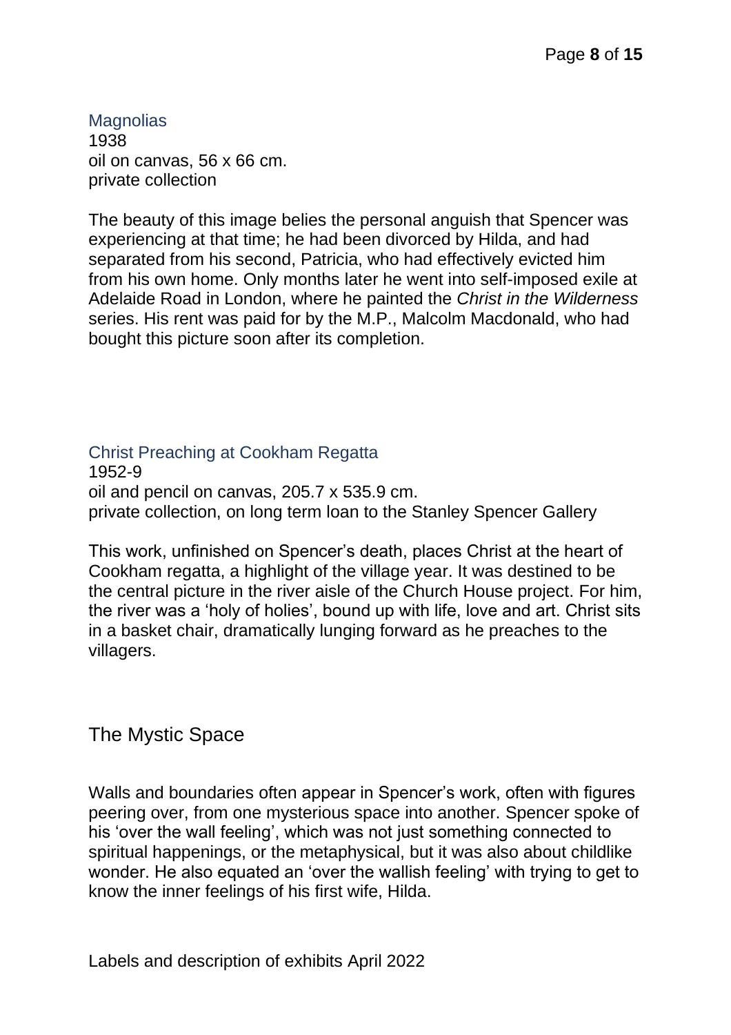### Magnolias

1938
oil on canvas, 56 x 66 cm.
private collection

The beauty of this image belies the personal anguish that Spencer was experiencing at that time; he had been divorced by Hilda, and had separated from his second, Patricia, who had effectively evicted him from his own home. Only months later he went into self-imposed exile at Adelaide Road in London, where he painted the *Christ in the Wilderness* series. His rent was paid for by the M.P., Malcolm Macdonald, who had bought this picture soon after its completion.

### Christ Preaching at Cookham Regatta

1952-9
oil and pencil on canvas, 205.7 x 535.9 cm.
private collection, on long term loan to the Stanley Spencer Gallery

This work, unfinished on Spencer's death, places Christ at the heart of Cookham regatta, a highlight of the village year. It was destined to be the central picture in the river aisle of the Church House project. For him, the river was a 'holy of holies', bound up with life, love and art. Christ sits in a basket chair, dramatically lunging forward as he preaches to the villagers.

## The Mystic Space

Walls and boundaries often appear in Spencer's work, often with figures peering over, from one mysterious space into another. Spencer spoke of his 'over the wall feeling', which was not just something connected to spiritual happenings, or the metaphysical, but it was also about childlike wonder. He also equated an 'over the wallish feeling' with trying to get to know the inner feelings of his first wife, Hilda.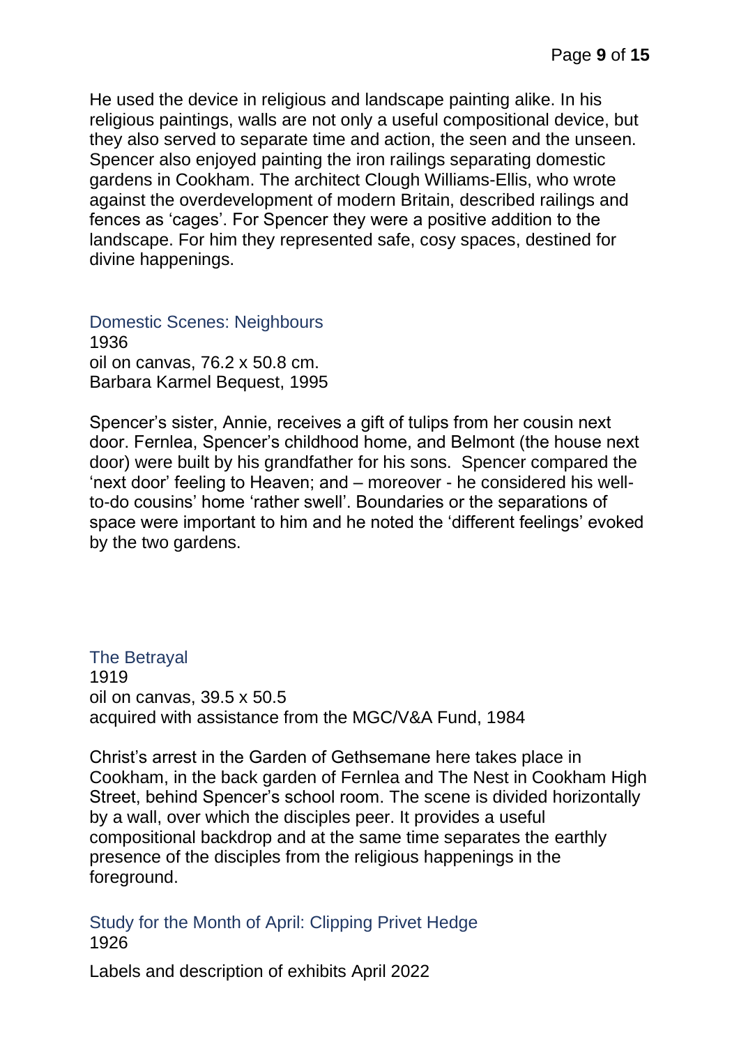He used the device in religious and landscape painting alike. In his religious paintings, walls are not only a useful compositional device, but they also served to separate time and action, the seen and the unseen. Spencer also enjoyed painting the iron railings separating domestic gardens in Cookham. The architect Clough Williams-Ellis, who wrote against the overdevelopment of modern Britain, described railings and fences as 'cages'. For Spencer they were a positive addition to the landscape. For him they represented safe, cosy spaces, destined for divine happenings.

### Domestic Scenes: Neighbours

1936
oil on canvas, 76.2 x 50.8 cm.
Barbara Karmel Bequest, 1995

Spencer's sister, Annie, receives a gift of tulips from her cousin next door. Fernlea, Spencer's childhood home, and Belmont (the house next door) were built by his grandfather for his sons. Spencer compared the 'next door' feeling to Heaven; and – moreover - he considered his well-to-do cousins' home 'rather swell'. Boundaries or the separations of space were important to him and he noted the 'different feelings' evoked by the two gardens.

### The Betrayal

1919
oil on canvas, 39.5 x 50.5
acquired with assistance from the MGC/V&A Fund, 1984

Christ's arrest in the Garden of Gethsemane here takes place in Cookham, in the back garden of Fernlea and The Nest in Cookham High Street, behind Spencer's school room. The scene is divided horizontally by a wall, over which the disciples peer. It provides a useful compositional backdrop and at the same time separates the earthly presence of the disciples from the religious happenings in the foreground.

### Study for the Month of April: Clipping Privet Hedge

1926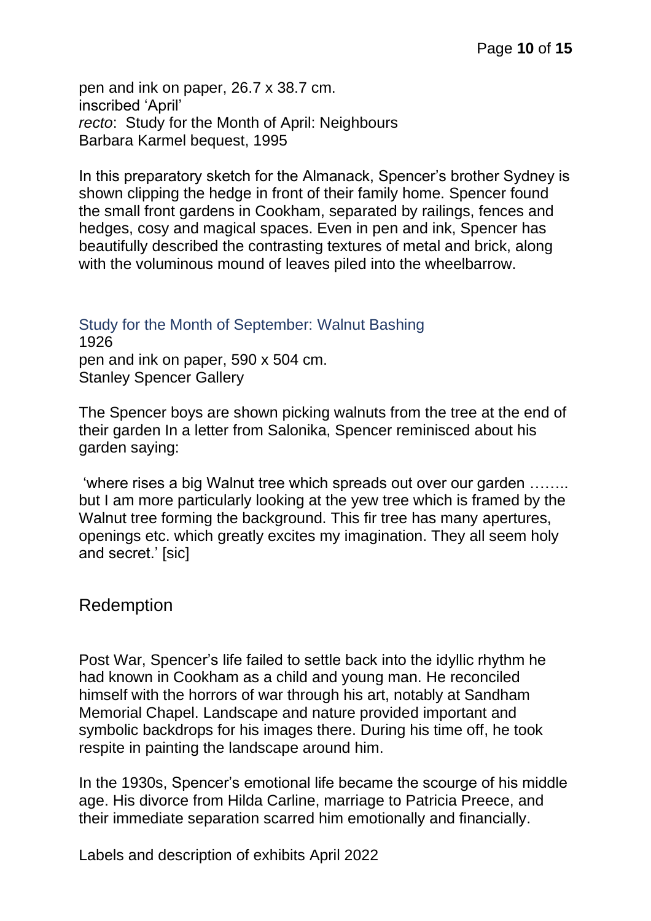pen and ink on paper, 26.7 x 38.7 cm.
inscribed 'April'
*recto*: Study for the Month of April: Neighbours
Barbara Karmel bequest, 1995

In this preparatory sketch for the Almanack, Spencer's brother Sydney is shown clipping the hedge in front of their family home. Spencer found the small front gardens in Cookham, separated by railings, fences and hedges, cosy and magical spaces. Even in pen and ink, Spencer has beautifully described the contrasting textures of metal and brick, along with the voluminous mound of leaves piled into the wheelbarrow.

### Study for the Month of September: Walnut Bashing

1926
pen and ink on paper, 590 x 504 cm.
Stanley Spencer Gallery

The Spencer boys are shown picking walnuts from the tree at the end of their garden In a letter from Salonika, Spencer reminisced about his garden saying:

'where rises a big Walnut tree which spreads out over our garden …….. but I am more particularly looking at the yew tree which is framed by the Walnut tree forming the background. This fir tree has many apertures, openings etc. which greatly excites my imagination. They all seem holy and secret.' [sic]

## Redemption

Post War, Spencer's life failed to settle back into the idyllic rhythm he had known in Cookham as a child and young man. He reconciled himself with the horrors of war through his art, notably at Sandham Memorial Chapel. Landscape and nature provided important and symbolic backdrops for his images there. During his time off, he took respite in painting the landscape around him.

In the 1930s, Spencer's emotional life became the scourge of his middle age. His divorce from Hilda Carline, marriage to Patricia Preece, and their immediate separation scarred him emotionally and financially.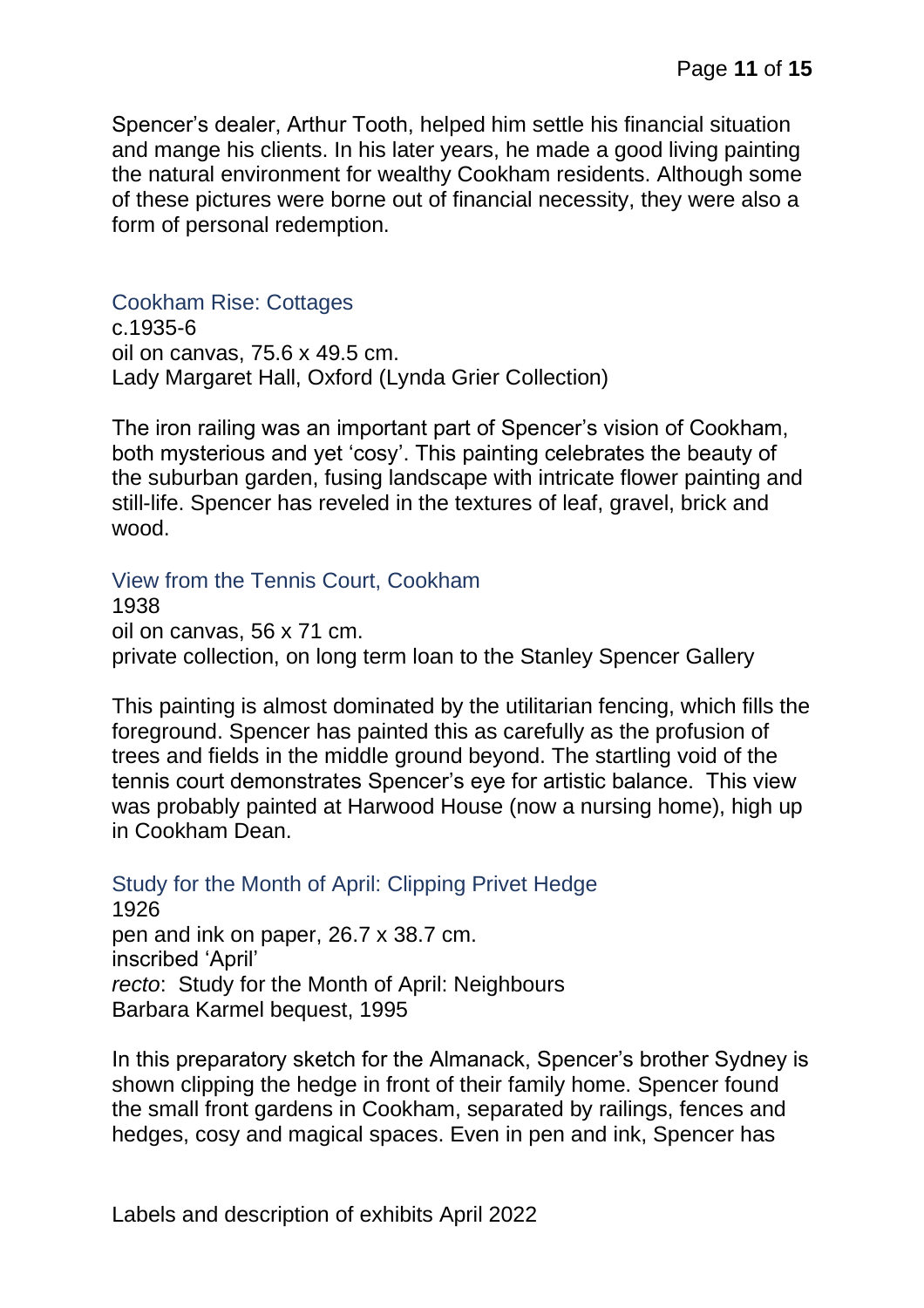Spencer's dealer, Arthur Tooth, helped him settle his financial situation and mange his clients. In his later years, he made a good living painting the natural environment for wealthy Cookham residents. Although some of these pictures were borne out of financial necessity, they were also a form of personal redemption.

### Cookham Rise: Cottages

c.1935-6
oil on canvas, 75.6 x 49.5 cm.
Lady Margaret Hall, Oxford (Lynda Grier Collection)

The iron railing was an important part of Spencer's vision of Cookham, both mysterious and yet 'cosy'. This painting celebrates the beauty of the suburban garden, fusing landscape with intricate flower painting and still-life. Spencer has reveled in the textures of leaf, gravel, brick and wood.

### View from the Tennis Court, Cookham

1938
oil on canvas, 56 x 71 cm.
private collection, on long term loan to the Stanley Spencer Gallery

This painting is almost dominated by the utilitarian fencing, which fills the foreground. Spencer has painted this as carefully as the profusion of trees and fields in the middle ground beyond. The startling void of the tennis court demonstrates Spencer's eye for artistic balance. This view was probably painted at Harwood House (now a nursing home), high up in Cookham Dean.

### Study for the Month of April: Clipping Privet Hedge

1926
pen and ink on paper, 26.7 x 38.7 cm.
inscribed 'April'
*recto*: Study for the Month of April: Neighbours
Barbara Karmel bequest, 1995

In this preparatory sketch for the Almanack, Spencer's brother Sydney is shown clipping the hedge in front of their family home. Spencer found the small front gardens in Cookham, separated by railings, fences and hedges, cosy and magical spaces. Even in pen and ink, Spencer has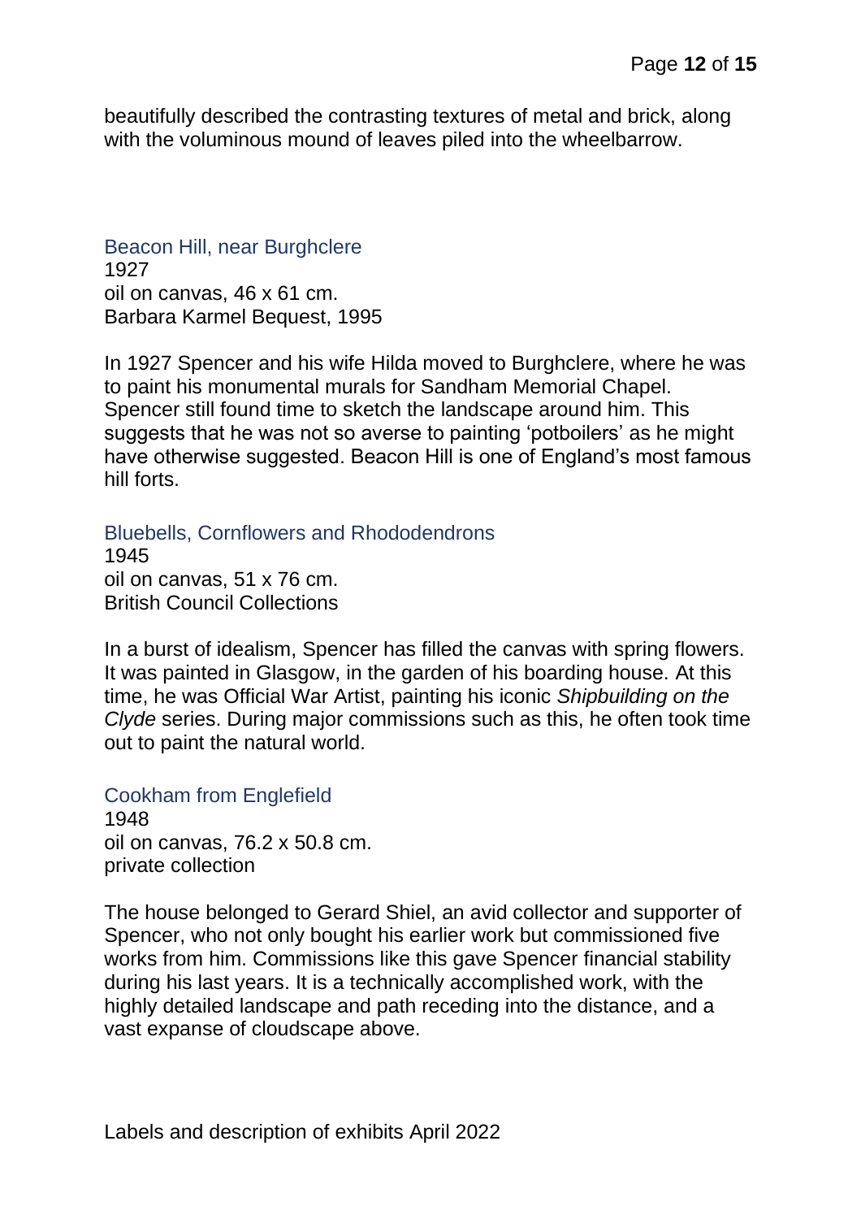beautifully described the contrasting textures of metal and brick, along with the voluminous mound of leaves piled into the wheelbarrow.

### Beacon Hill, near Burghclere

1927
oil on canvas, 46 x 61 cm.
Barbara Karmel Bequest, 1995

In 1927 Spencer and his wife Hilda moved to Burghclere, where he was to paint his monumental murals for Sandham Memorial Chapel. Spencer still found time to sketch the landscape around him. This suggests that he was not so averse to painting ‘potboilers’ as he might have otherwise suggested. Beacon Hill is one of England’s most famous hill forts.

### Bluebells, Cornflowers and Rhododendrons

1945
oil on canvas, 51 x 76 cm.
British Council Collections

In a burst of idealism, Spencer has filled the canvas with spring flowers. It was painted in Glasgow, in the garden of his boarding house. At this time, he was Official War Artist, painting his iconic *Shipbuilding on the Clyde* series. During major commissions such as this, he often took time out to paint the natural world.

### Cookham from Englefield

1948
oil on canvas, 76.2 x 50.8 cm.
private collection

The house belonged to Gerard Shiel, an avid collector and supporter of Spencer, who not only bought his earlier work but commissioned five works from him. Commissions like this gave Spencer financial stability during his last years. It is a technically accomplished work, with the highly detailed landscape and path receding into the distance, and a vast expanse of cloudscape above.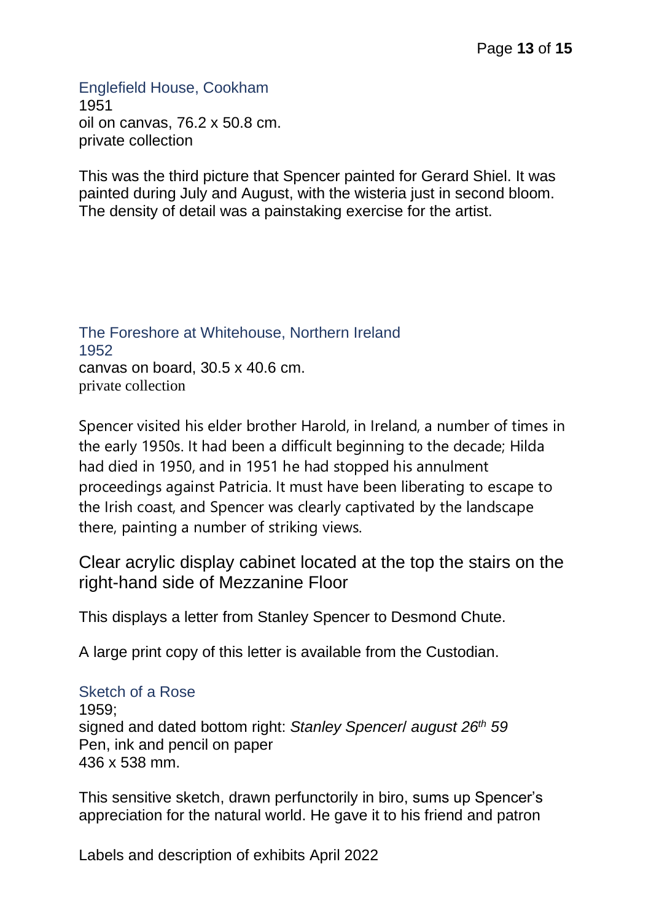### Englefield House, Cookham

1951
oil on canvas, 76.2 x 50.8 cm.
private collection

This was the third picture that Spencer painted for Gerard Shiel. It was painted during July and August, with the wisteria just in second bloom. The density of detail was a painstaking exercise for the artist.

### The Foreshore at Whitehouse, Northern Ireland

1952
canvas on board, 30.5 x 40.6 cm.
private collection

Spencer visited his elder brother Harold, in Ireland, a number of times in the early 1950s. It had been a difficult beginning to the decade; Hilda had died in 1950, and in 1951 he had stopped his annulment proceedings against Patricia. It must have been liberating to escape to the Irish coast, and Spencer was clearly captivated by the landscape there, painting a number of striking views.

## Clear acrylic display cabinet located at the top the stairs on the right-hand side of Mezzanine Floor

This displays a letter from Stanley Spencer to Desmond Chute.

A large print copy of this letter is available from the Custodian.

### Sketch of a Rose

1959;
signed and dated bottom right: *Stanley Spencer/ august 26th 59*
Pen, ink and pencil on paper
436 x 538 mm.

This sensitive sketch, drawn perfunctorily in biro, sums up Spencer's appreciation for the natural world. He gave it to his friend and patron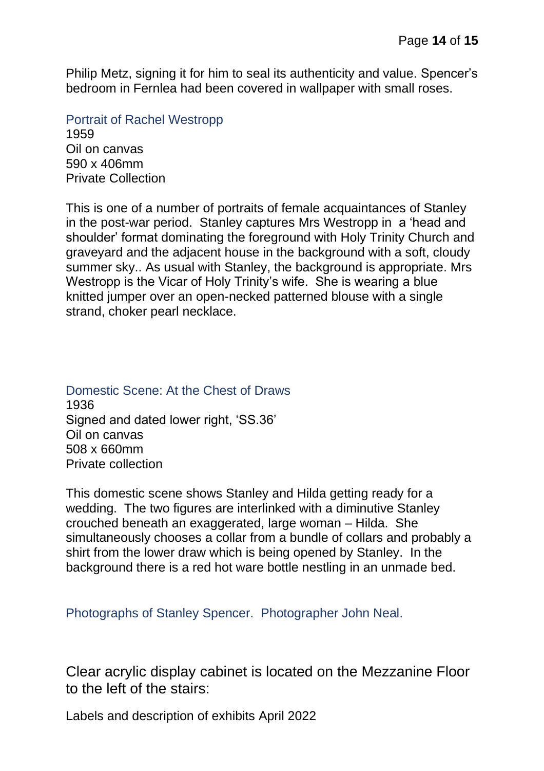Philip Metz, signing it for him to seal its authenticity and value. Spencer's bedroom in Fernlea had been covered in wallpaper with small roses.

### Portrait of Rachel Westropp

1959
Oil on canvas
590 x 406mm
Private Collection

This is one of a number of portraits of female acquaintances of Stanley in the post-war period. Stanley captures Mrs Westropp in a 'head and shoulder' format dominating the foreground with Holy Trinity Church and graveyard and the adjacent house in the background with a soft, cloudy summer sky.. As usual with Stanley, the background is appropriate. Mrs Westropp is the Vicar of Holy Trinity's wife. She is wearing a blue knitted jumper over an open-necked patterned blouse with a single strand, choker pearl necklace.

### Domestic Scene: At the Chest of Draws

1936
Signed and dated lower right, 'SS.36'
Oil on canvas
508 x 660mm
Private collection

This domestic scene shows Stanley and Hilda getting ready for a wedding. The two figures are interlinked with a diminutive Stanley crouched beneath an exaggerated, large woman – Hilda. She simultaneously chooses a collar from a bundle of collars and probably a shirt from the lower draw which is being opened by Stanley. In the background there is a red hot ware bottle nestling in an unmade bed.

### Photographs of Stanley Spencer. Photographer John Neal.

## Clear acrylic display cabinet is located on the Mezzanine Floor to the left of the stairs:

Labels and description of exhibits April 2022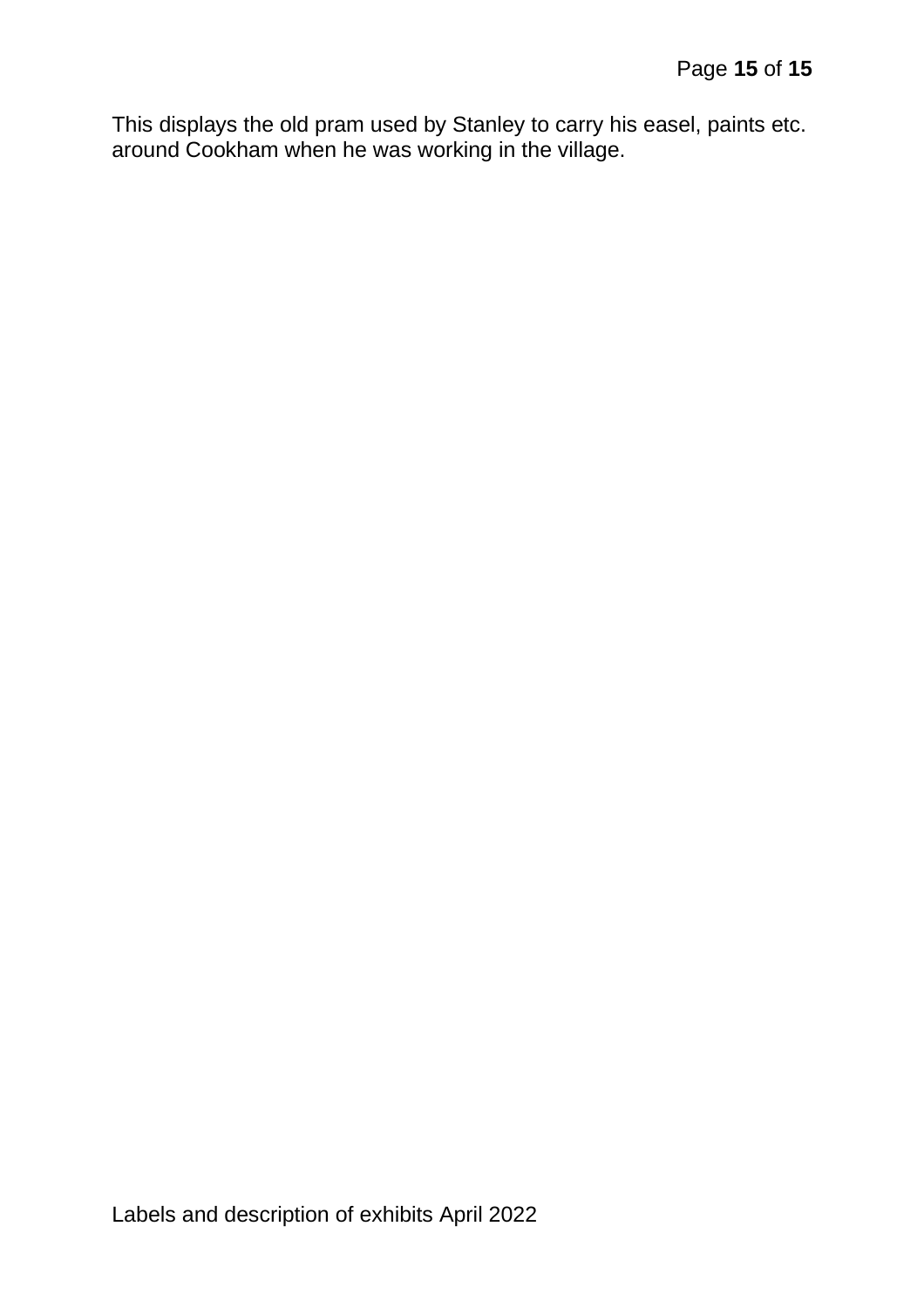This displays the old pram used by Stanley to carry his easel, paints etc. around Cookham when he was working in the village.